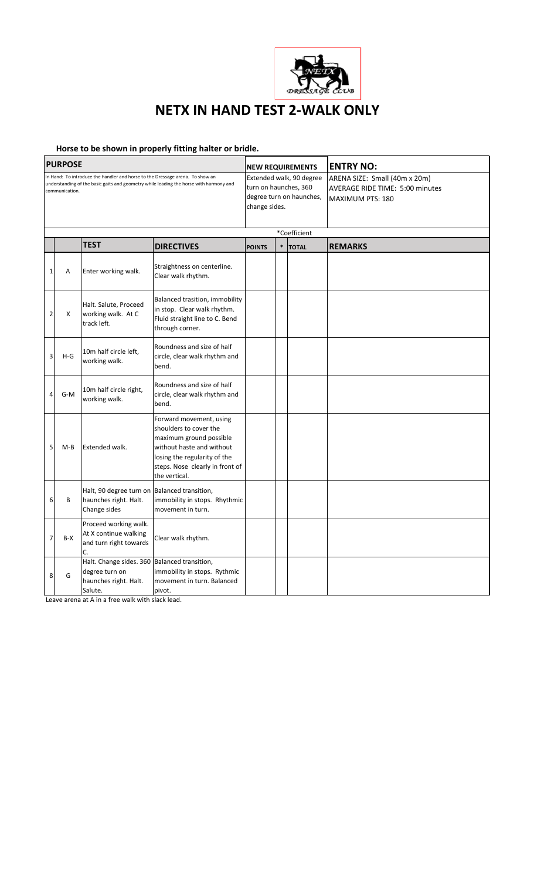# NETX IN HAND TEST 2-WALK ONLY

**Horse to be shown in properly fitting halter or bridle.**

| **PURPOSE** | **NEW REQUIREMENTS** | **ENTRY NO:** |
|---|---|---|
| In Hand: To introduce the handler and horse to the Dressage arena. To show an understanding of the basic gaits and geometry while leading the horse with harmony and communication. | Extended walk, 90 degree turn on haunches, 360 degree turn on haunches, change sides. | ARENA SIZE: Small (40m x 20m)<br>AVERAGE RIDE TIME: 5:00 minutes<br>MAXIMUM PTS: 180 |

*Coefficient

| | | **TEST** | **DIRECTIVES** | **POINTS** | * | **TOTAL** | **REMARKS** |
|---|---|---|---|---|---|---|---|
| 1 | A | Enter working walk. | Straightness on centerline. Clear walk rhythm. | | | | |
| 2 | X | Halt. Salute, Proceed working walk. At C track left. | Balanced trasition, immobility in stop. Clear walk rhythm. Fluid straight line to C. Bend through corner. | | | | |
| 3 | H-G | 10m half circle left, working walk. | Roundness and size of half circle, clear walk rhythm and bend. | | | | |
| 4 | G-M | 10m half circle right, working walk. | Roundness and size of half circle, clear walk rhythm and bend. | | | | |
| 5 | M-B | Extended walk. | Forward movement, using shoulders to cover the maximum ground possible without haste and without losing the regularity of the steps. Nose clearly in front of the vertical. | | | | |
| 6 | B | Halt, 90 degree turn on haunches right. Halt. Change sides | Balanced transition, immobility in stops. Rhythmic movement in turn. | | | | |
| 7 | B-X | Proceed working walk. At X continue walking and turn right towards C. | Clear walk rhythm. | | | | |
| 8 | G | Halt. Change sides. 360 degree turn on haunches right. Halt. Salute. | Balanced transition, immobility in stops. Rythmic movement in turn. Balanced pivot. | | | | |

Leave arena at A in a free walk with slack lead.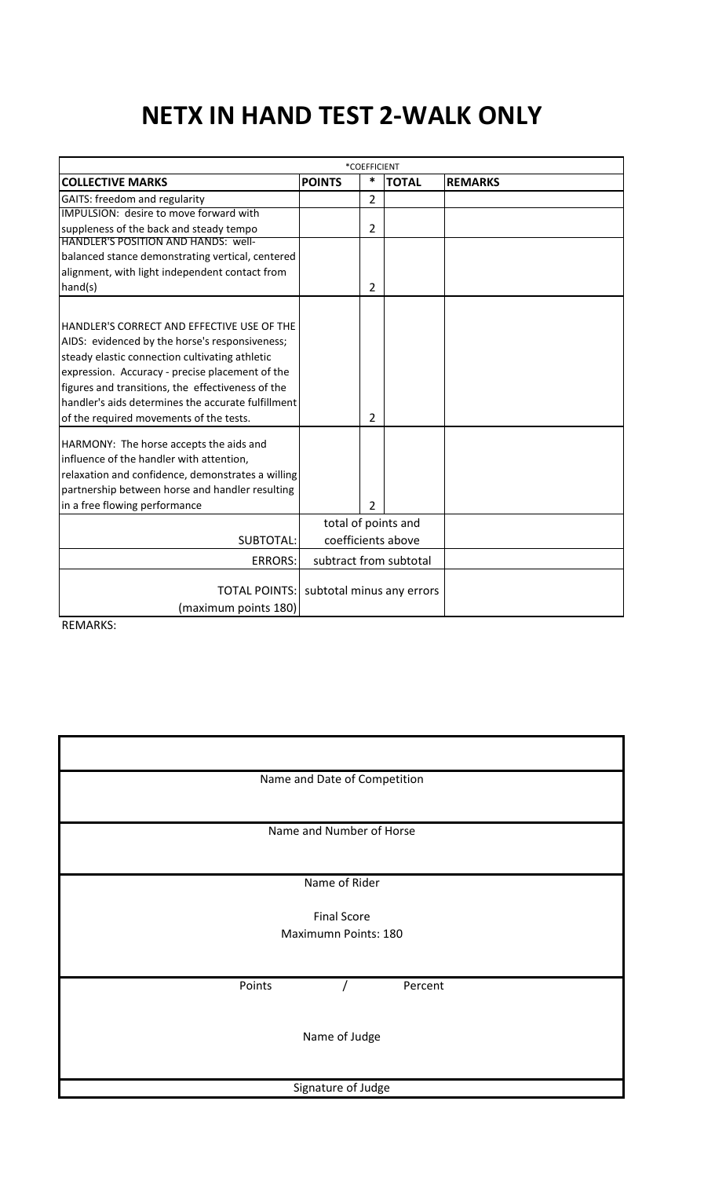# NETX IN HAND TEST 2-WALK ONLY

| | | *COEFFICIENT | | |
|---|---|---|---|---|
| **COLLECTIVE MARKS** | **POINTS** | * | **TOTAL** | **REMARKS** |
| GAITS: freedom and regularity | | 2 | | |
| IMPULSION: desire to move forward with suppleness of the back and steady tempo | | 2 | | |
| HANDLER'S POSITION AND HANDS: well-balanced stance demonstrating vertical, centered alignment, with light independent contact from hand(s) | | 2 | | |
| HANDLER'S CORRECT AND EFFECTIVE USE OF THE AIDS: evidenced by the horse's responsiveness; steady elastic connection cultivating athletic expression. Accuracy - precise placement of the figures and transitions, the effectiveness of the handler's aids determines the accurate fulfillment of the required movements of the tests. | | 2 | | |
| HARMONY: The horse accepts the aids and influence of the handler with attention, relaxation and confidence, demonstrates a willing partnership between horse and handler resulting in a free flowing performance | | 2 | | |
| SUBTOTAL: | total of points and coefficients above | | | |
| ERRORS: | subtract from subtotal | | | |
| TOTAL POINTS: (maximum points 180) | subtotal minus any errors | | | |

REMARKS:

| |
|---|
| Name and Date of Competition |
| Name and Number of Horse |
| Name of Rider |
| Final Score<br>Maximumn Points: 180 |
| Points / Percent |
| Name of Judge |
| Signature of Judge |